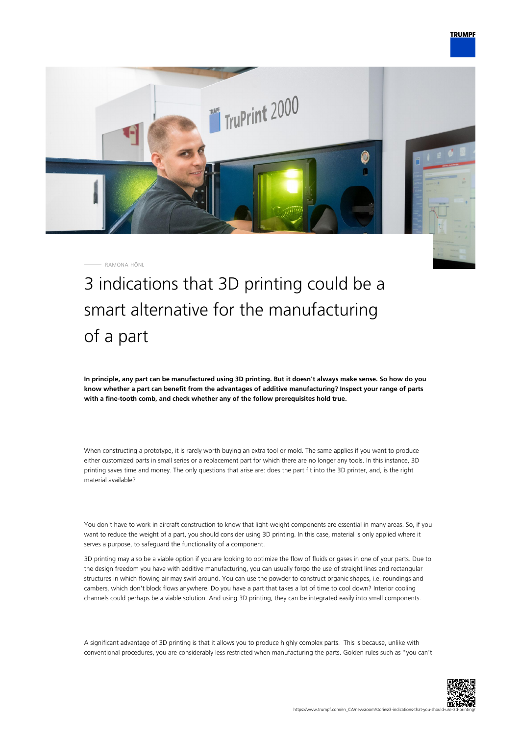RAMONA HÖNL

# 3 indications that 3D printing could be a smart alternative for the manufacturing of a part

**In principle, any part can be manufactured using 3D printing. But it doesn't always make sense. So how do you know whether a part can benefit from the advantages of additive manufacturing? Inspect your range of parts with a fine-tooth comb, and check whether any of the follow prerequisites hold true.**

When constructing a prototype, it is rarely worth buying an extra tool or mold. The same applies if you want to produce either customized parts in small series or a replacement part for which there are no longer any tools. In this instance, 3D printing saves time and money. The only questions that arise are: does the part fit into the 3D printer, and, is the right material available?

You don't have to work in aircraft construction to know that light-weight components are essential in many areas. So, if you want to reduce the weight of a part, you should consider using 3D printing. In this case, material is only applied where it serves a purpose, to safeguard the functionality of a component.

3D printing may also be a viable option if you are looking to optimize the flow of fluids or gases in one of your parts. Due to the design freedom you have with additive manufacturing, you can usually forgo the use of straight lines and rectangular structures in which flowing air may swirl around. You can use the powder to construct organic shapes, i.e. roundings and cambers, which don't block flows anywhere. Do you have a part that takes a lot of time to cool down? Interior cooling channels could perhaps be a viable solution. And using 3D printing, they can be integrated easily into small components.

A significant advantage of 3D printing is that it allows you to produce highly complex parts. This is because, unlike with conventional procedures, you are considerably less restricted when manufacturing the parts. Golden rules such as "you can't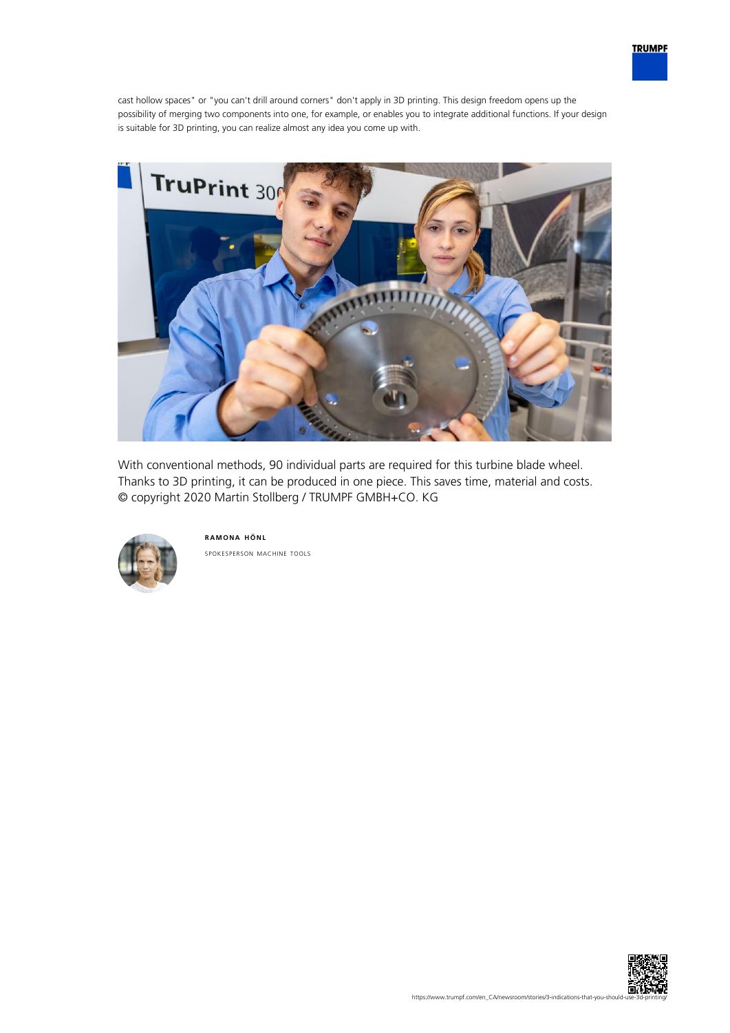cast hollow spaces" or "you can't drill around corners" don't apply in 3D printing. This design freedom opens up the possibility of merging two components into one, for example, or enables you to integrate additional functions. If your design is suitable for 3D printing, you can realize almost any idea you come up with.

With conventional methods, 90 individual parts are required for this turbine blade wheel. Thanks to 3D printing, it can be produced in one piece. This saves time, material and costs. © copyright 2020 Martin Stollberg / TRUMPF GMBH+CO. KG

**RAMONA HÖNL**

SPOKESPERSON MACHINE TOOLS